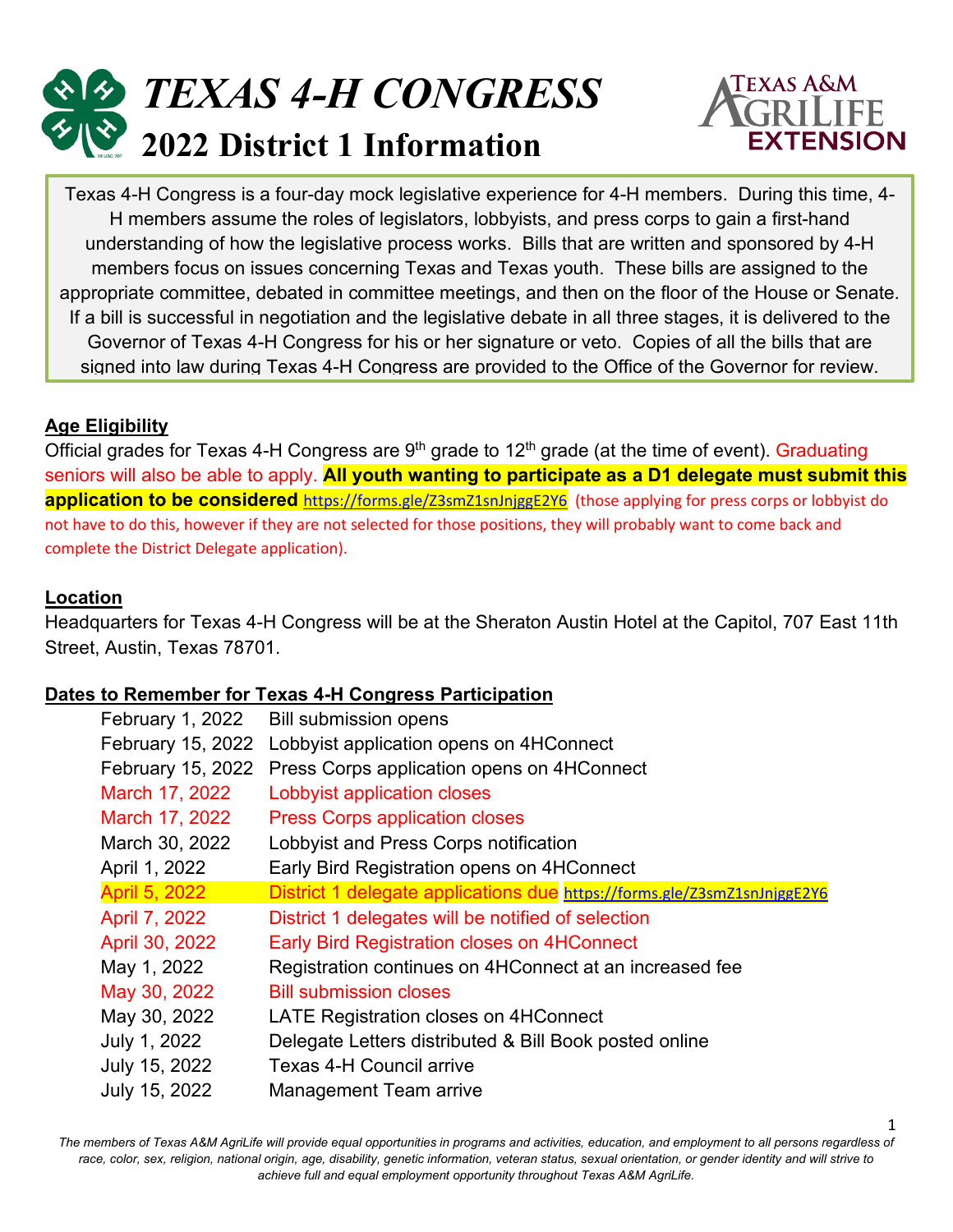# TEXAS 4-H CONGRESS

## 2022 District 1 Information

Texas 4-H Congress is a four-day mock legislative experience for 4-H members. During this time, 4-H members assume the roles of legislators, lobbyists, and press corps to gain a first-hand understanding of how the legislative process works. Bills that are written and sponsored by 4-H members focus on issues concerning Texas and Texas youth. These bills are assigned to the appropriate committee, debated in committee meetings, and then on the floor of the House or Senate. If a bill is successful in negotiation and the legislative debate in all three stages, it is delivered to the Governor of Texas 4-H Congress for his or her signature or veto. Copies of all the bills that are signed into law during Texas 4-H Congress are provided to the Office of the Governor for review.

### Age Eligibility

Official grades for Texas 4-H Congress are 9th grade to 12th grade (at the time of event). Graduating seniors will also be able to apply. **All youth wanting to participate as a D1 delegate must submit this application to be considered** https://forms.gle/Z3smZ1snJnjggE2Y6 (those applying for press corps or lobbyist do not have to do this, however if they are not selected for those positions, they will probably want to come back and complete the District Delegate application).

### Location

Headquarters for Texas 4-H Congress will be at the Sheraton Austin Hotel at the Capitol, 707 East 11th Street, Austin, Texas 78701.

### Dates to Remember for Texas 4-H Congress Participation

| | |
|---|---|
| February 1, 2022 | Bill submission opens |
| February 15, 2022 | Lobbyist application opens on 4HConnect |
| February 15, 2022 | Press Corps application opens on 4HConnect |
| March 17, 2022 | Lobbyist application closes |
| March 17, 2022 | Press Corps application closes |
| March 30, 2022 | Lobbyist and Press Corps notification |
| April 1, 2022 | Early Bird Registration opens on 4HConnect |
| April 5, 2022 | District 1 delegate applications due https://forms.gle/Z3smZ1snJnjggE2Y6 |
| April 7, 2022 | District 1 delegates will be notified of selection |
| April 30, 2022 | Early Bird Registration closes on 4HConnect |
| May 1, 2022 | Registration continues on 4HConnect at an increased fee |
| May 30, 2022 | Bill submission closes |
| May 30, 2022 | LATE Registration closes on 4HConnect |
| July 1, 2022 | Delegate Letters distributed & Bill Book posted online |
| July 15, 2022 | Texas 4-H Council arrive |
| July 15, 2022 | Management Team arrive |

*The members of Texas A&M AgriLife will provide equal opportunities in programs and activities, education, and employment to all persons regardless of race, color, sex, religion, national origin, age, disability, genetic information, veteran status, sexual orientation, or gender identity and will strive to achieve full and equal employment opportunity throughout Texas A&M AgriLife.*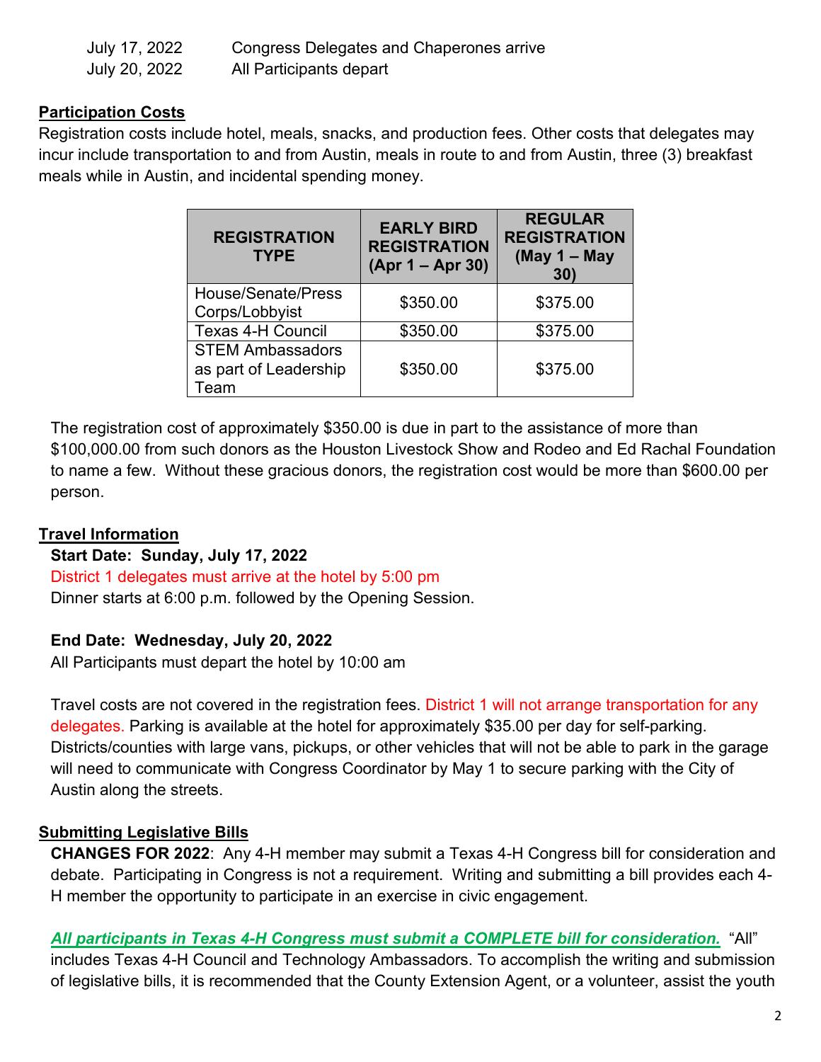July 17, 2022 Congress Delegates and Chaperones arrive
July 20, 2022 All Participants depart

## Participation Costs

Registration costs include hotel, meals, snacks, and production fees. Other costs that delegates may incur include transportation to and from Austin, meals in route to and from Austin, three (3) breakfast meals while in Austin, and incidental spending money.

| REGISTRATION TYPE | EARLY BIRD REGISTRATION (Apr 1 – Apr 30) | REGULAR REGISTRATION (May 1 – May 30) |
|---|---|---|
| House/Senate/Press Corps/Lobbyist | $350.00 | $375.00 |
| Texas 4-H Council | $350.00 | $375.00 |
| STEM Ambassadors as part of Leadership Team | $350.00 | $375.00 |

The registration cost of approximately $350.00 is due in part to the assistance of more than $100,000.00 from such donors as the Houston Livestock Show and Rodeo and Ed Rachal Foundation to name a few. Without these gracious donors, the registration cost would be more than $600.00 per person.

## Travel Information

**Start Date: Sunday, July 17, 2022**
District 1 delegates must arrive at the hotel by 5:00 pm
Dinner starts at 6:00 p.m. followed by the Opening Session.

**End Date: Wednesday, July 20, 2022**
All Participants must depart the hotel by 10:00 am

Travel costs are not covered in the registration fees. District 1 will not arrange transportation for any delegates. Parking is available at the hotel for approximately $35.00 per day for self-parking. Districts/counties with large vans, pickups, or other vehicles that will not be able to park in the garage will need to communicate with Congress Coordinator by May 1 to secure parking with the City of Austin along the streets.

## Submitting Legislative Bills

**CHANGES FOR 2022**: Any 4-H member may submit a Texas 4-H Congress bill for consideration and debate. Participating in Congress is not a requirement. Writing and submitting a bill provides each 4-H member the opportunity to participate in an exercise in civic engagement.

***All participants in Texas 4-H Congress must submit a COMPLETE bill for consideration.*** "All" includes Texas 4-H Council and Technology Ambassadors. To accomplish the writing and submission of legislative bills, it is recommended that the County Extension Agent, or a volunteer, assist the youth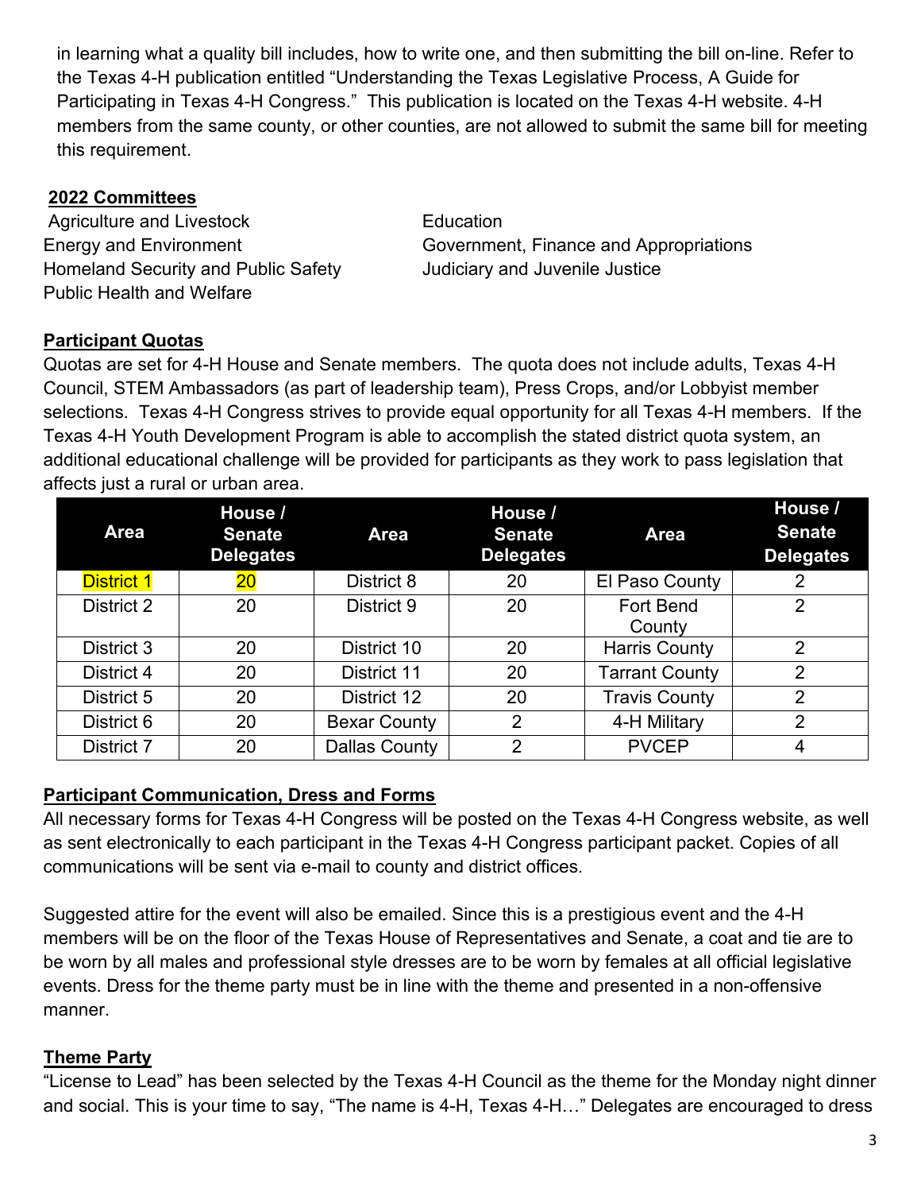in learning what a quality bill includes, how to write one, and then submitting the bill on-line. Refer to the Texas 4-H publication entitled "Understanding the Texas Legislative Process, A Guide for Participating in Texas 4-H Congress." This publication is located on the Texas 4-H website. 4-H members from the same county, or other counties, are not allowed to submit the same bill for meeting this requirement.

**2022 Committees**

Agriculture and Livestock
Energy and Environment
Homeland Security and Public Safety
Public Health and Welfare
Education
Government, Finance and Appropriations
Judiciary and Juvenile Justice

**Participant Quotas**

Quotas are set for 4-H House and Senate members. The quota does not include adults, Texas 4-H Council, STEM Ambassadors (as part of leadership team), Press Crops, and/or Lobbyist member selections. Texas 4-H Congress strives to provide equal opportunity for all Texas 4-H members. If the Texas 4-H Youth Development Program is able to accomplish the stated district quota system, an additional educational challenge will be provided for participants as they work to pass legislation that affects just a rural or urban area.

| Area | House / Senate Delegates | Area | House / Senate Delegates | Area | House / Senate Delegates |
|---|---|---|---|---|---|
| District 1 | 20 | District 8 | 20 | El Paso County | 2 |
| District 2 | 20 | District 9 | 20 | Fort Bend County | 2 |
| District 3 | 20 | District 10 | 20 | Harris County | 2 |
| District 4 | 20 | District 11 | 20 | Tarrant County | 2 |
| District 5 | 20 | District 12 | 20 | Travis County | 2 |
| District 6 | 20 | Bexar County | 2 | 4-H Military | 2 |
| District 7 | 20 | Dallas County | 2 | PVCEP | 4 |

**Participant Communication, Dress and Forms**

All necessary forms for Texas 4-H Congress will be posted on the Texas 4-H Congress website, as well as sent electronically to each participant in the Texas 4-H Congress participant packet. Copies of all communications will be sent via e-mail to county and district offices.

Suggested attire for the event will also be emailed. Since this is a prestigious event and the 4-H members will be on the floor of the Texas House of Representatives and Senate, a coat and tie are to be worn by all males and professional style dresses are to be worn by females at all official legislative events. Dress for the theme party must be in line with the theme and presented in a non-offensive manner.

**Theme Party**

"License to Lead" has been selected by the Texas 4-H Council as the theme for the Monday night dinner and social. This is your time to say, "The name is 4-H, Texas 4-H…" Delegates are encouraged to dress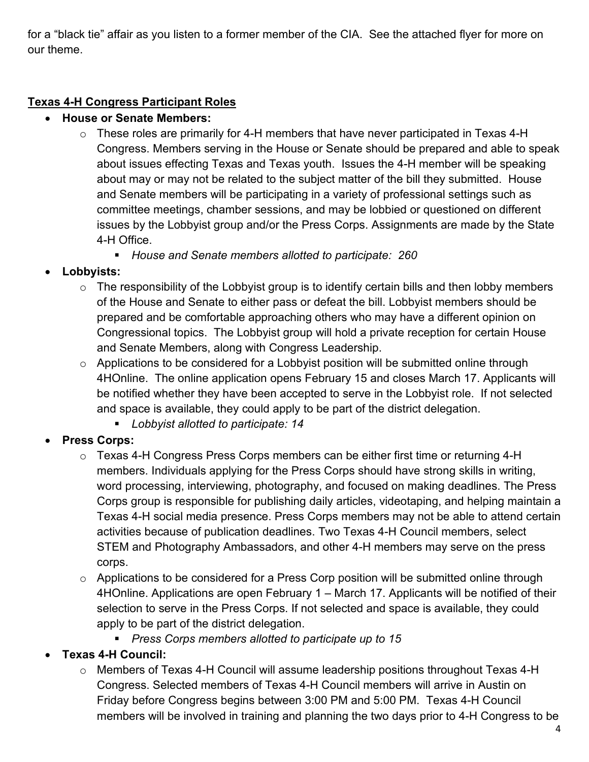for a “black tie” affair as you listen to a former member of the CIA. See the attached flyer for more on our theme.

## Texas 4-H Congress Participant Roles

- **House or Senate Members:**
  - These roles are primarily for 4-H members that have never participated in Texas 4-H Congress. Members serving in the House or Senate should be prepared and able to speak about issues effecting Texas and Texas youth. Issues the 4-H member will be speaking about may or may not be related to the subject matter of the bill they submitted. House and Senate members will be participating in a variety of professional settings such as committee meetings, chamber sessions, and may be lobbied or questioned on different issues by the Lobbyist group and/or the Press Corps. Assignments are made by the State 4-H Office.
    - *House and Senate members allotted to participate: 260*
- **Lobbyists:**
  - The responsibility of the Lobbyist group is to identify certain bills and then lobby members of the House and Senate to either pass or defeat the bill. Lobbyist members should be prepared and be comfortable approaching others who may have a different opinion on Congressional topics. The Lobbyist group will hold a private reception for certain House and Senate Members, along with Congress Leadership.
  - Applications to be considered for a Lobbyist position will be submitted online through 4HOnline. The online application opens February 15 and closes March 17. Applicants will be notified whether they have been accepted to serve in the Lobbyist role. If not selected and space is available, they could apply to be part of the district delegation.
    - *Lobbyist allotted to participate: 14*
- **Press Corps:**
  - Texas 4-H Congress Press Corps members can be either first time or returning 4-H members. Individuals applying for the Press Corps should have strong skills in writing, word processing, interviewing, photography, and focused on making deadlines. The Press Corps group is responsible for publishing daily articles, videotaping, and helping maintain a Texas 4-H social media presence. Press Corps members may not be able to attend certain activities because of publication deadlines. Two Texas 4-H Council members, select STEM and Photography Ambassadors, and other 4-H members may serve on the press corps.
  - Applications to be considered for a Press Corp position will be submitted online through 4HOnline. Applications are open February 1 – March 17. Applicants will be notified of their selection to serve in the Press Corps. If not selected and space is available, they could apply to be part of the district delegation.
    - *Press Corps members allotted to participate up to 15*
- **Texas 4-H Council:**
  - Members of Texas 4-H Council will assume leadership positions throughout Texas 4-H Congress. Selected members of Texas 4-H Council members will arrive in Austin on Friday before Congress begins between 3:00 PM and 5:00 PM. Texas 4-H Council members will be involved in training and planning the two days prior to 4-H Congress to be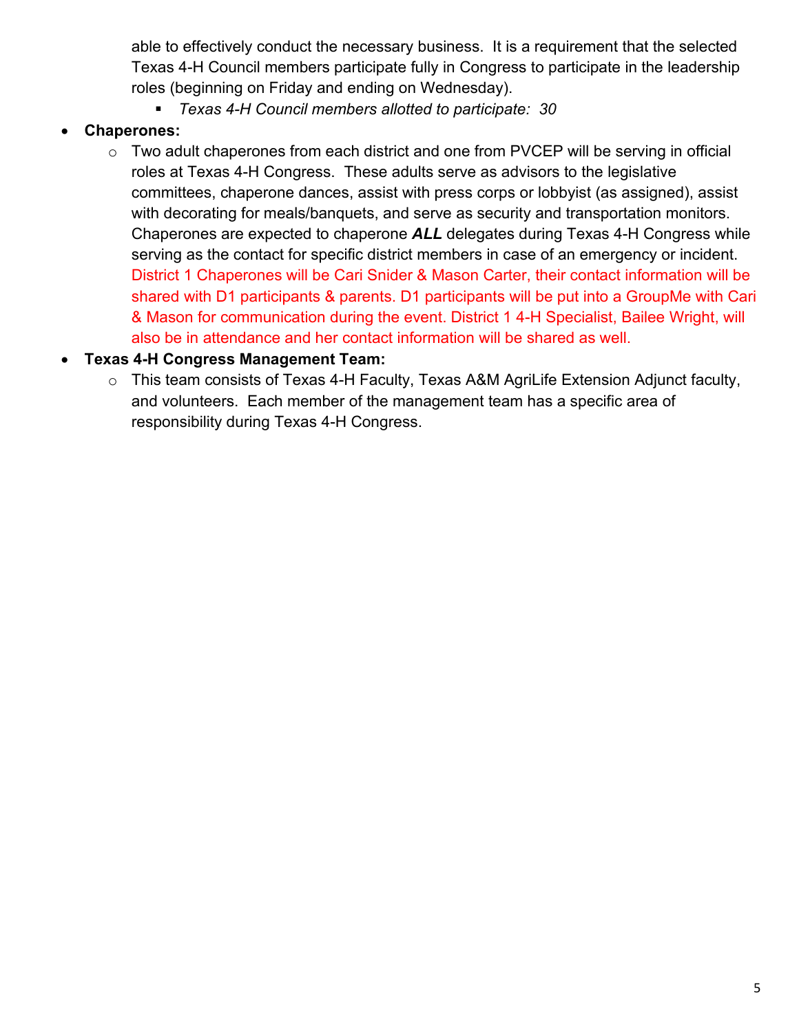able to effectively conduct the necessary business. It is a requirement that the selected Texas 4-H Council members participate fully in Congress to participate in the leadership roles (beginning on Friday and ending on Wednesday).

  - *Texas 4-H Council members allotted to participate: 30*

- **Chaperones:**
  - Two adult chaperones from each district and one from PVCEP will be serving in official roles at Texas 4-H Congress. These adults serve as advisors to the legislative committees, chaperone dances, assist with press corps or lobbyist (as assigned), assist with decorating for meals/banquets, and serve as security and transportation monitors. Chaperones are expected to chaperone ***ALL*** delegates during Texas 4-H Congress while serving as the contact for specific district members in case of an emergency or incident. District 1 Chaperones will be Cari Snider & Mason Carter, their contact information will be shared with D1 participants & parents. D1 participants will be put into a GroupMe with Cari & Mason for communication during the event. District 1 4-H Specialist, Bailee Wright, will also be in attendance and her contact information will be shared as well.
- **Texas 4-H Congress Management Team:**
  - This team consists of Texas 4-H Faculty, Texas A&M AgriLife Extension Adjunct faculty, and volunteers. Each member of the management team has a specific area of responsibility during Texas 4-H Congress.